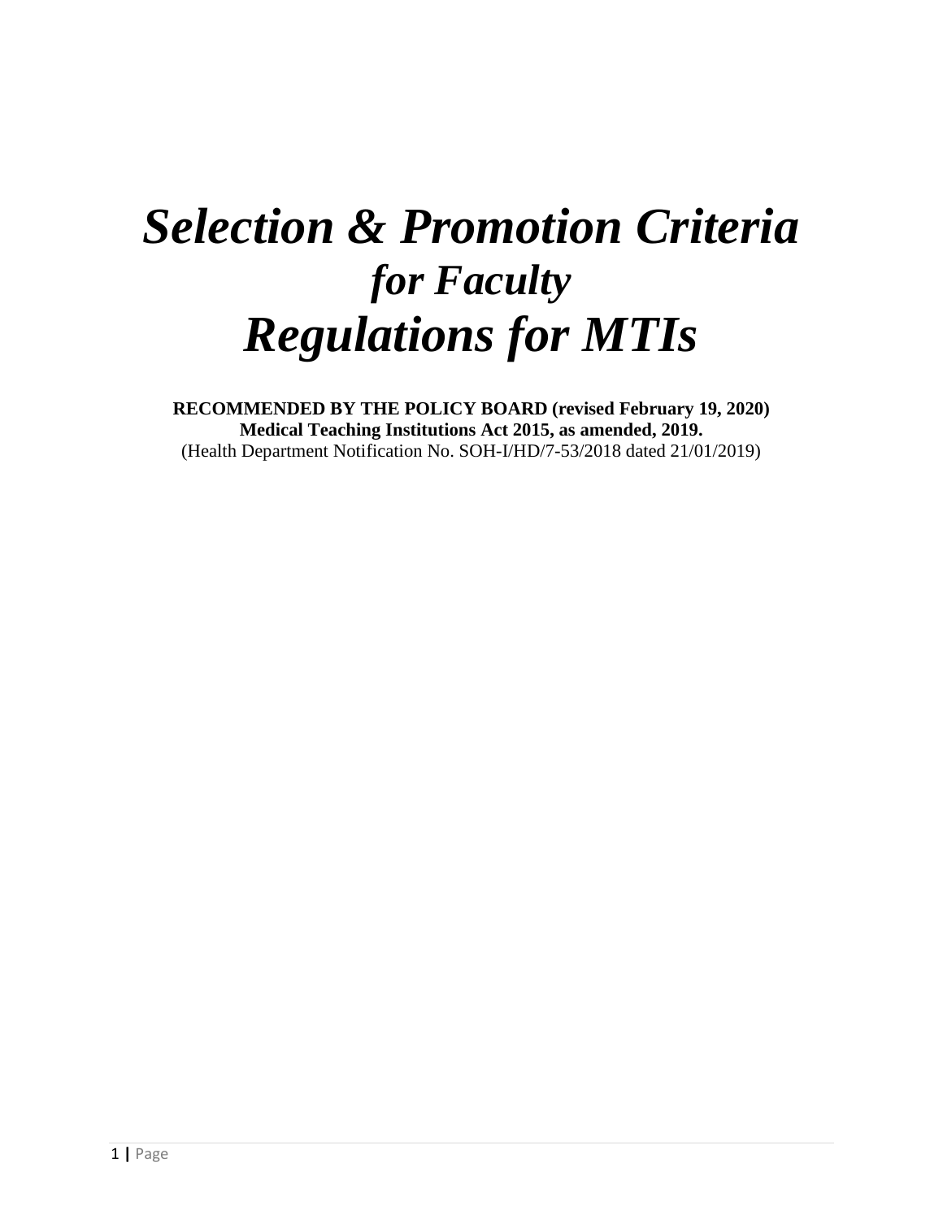# *Selection & Promotion Criteria*
## *for Faculty*
# *Regulations for MTIs*

**RECOMMENDED BY THE POLICY BOARD (revised February 19, 2020)**
**Medical Teaching Institutions Act 2015, as amended, 2019.**
(Health Department Notification No. SOH-I/HD/7-53/2018 dated 21/01/2019)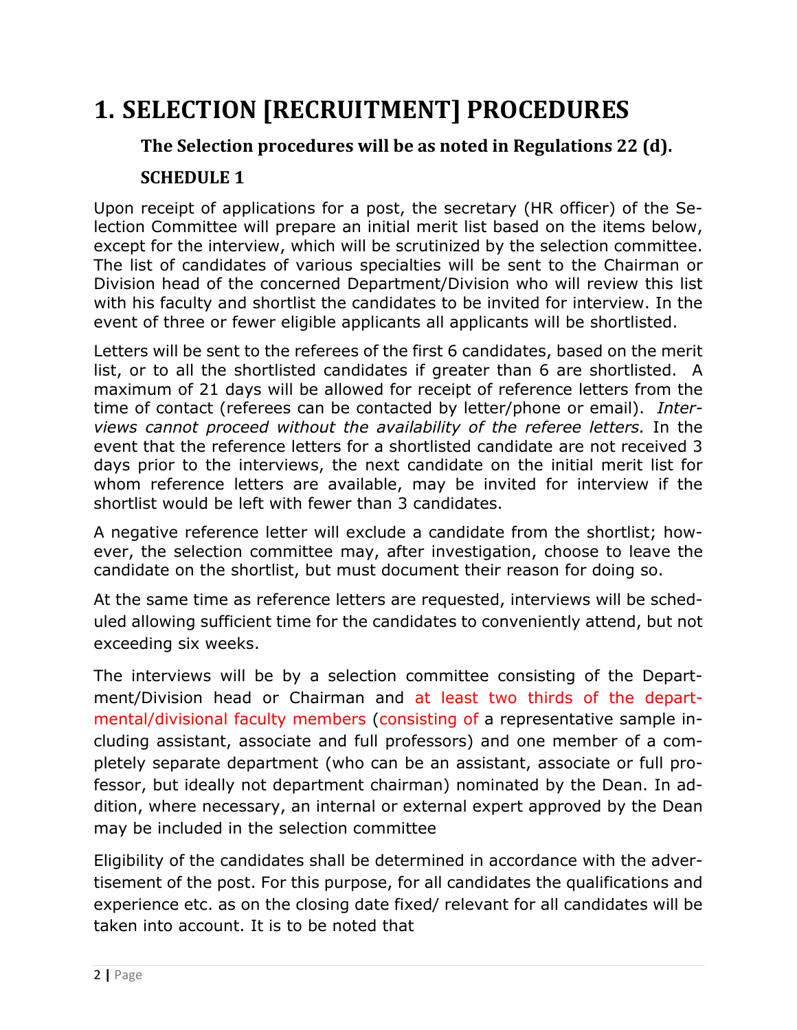# 1. SELECTION [RECRUITMENT] PROCEDURES

### The Selection procedures will be as noted in Regulations 22 (d).

### SCHEDULE 1

Upon receipt of applications for a post, the secretary (HR officer) of the Selection Committee will prepare an initial merit list based on the items below, except for the interview, which will be scrutinized by the selection committee. The list of candidates of various specialties will be sent to the Chairman or Division head of the concerned Department/Division who will review this list with his faculty and shortlist the candidates to be invited for interview. In the event of three or fewer eligible applicants all applicants will be shortlisted.

Letters will be sent to the referees of the first 6 candidates, based on the merit list, or to all the shortlisted candidates if greater than 6 are shortlisted. A maximum of 21 days will be allowed for receipt of reference letters from the time of contact (referees can be contacted by letter/phone or email). *Interviews cannot proceed without the availability of the referee letters.* In the event that the reference letters for a shortlisted candidate are not received 3 days prior to the interviews, the next candidate on the initial merit list for whom reference letters are available, may be invited for interview if the shortlist would be left with fewer than 3 candidates.

A negative reference letter will exclude a candidate from the shortlist; however, the selection committee may, after investigation, choose to leave the candidate on the shortlist, but must document their reason for doing so.

At the same time as reference letters are requested, interviews will be scheduled allowing sufficient time for the candidates to conveniently attend, but not exceeding six weeks.

The interviews will be by a selection committee consisting of the Department/Division head or Chairman and at least two thirds of the departmental/divisional faculty members (consisting of a representative sample including assistant, associate and full professors) and one member of a completely separate department (who can be an assistant, associate or full professor, but ideally not department chairman) nominated by the Dean. In addition, where necessary, an internal or external expert approved by the Dean may be included in the selection committee

Eligibility of the candidates shall be determined in accordance with the advertisement of the post. For this purpose, for all candidates the qualifications and experience etc. as on the closing date fixed/ relevant for all candidates will be taken into account. It is to be noted that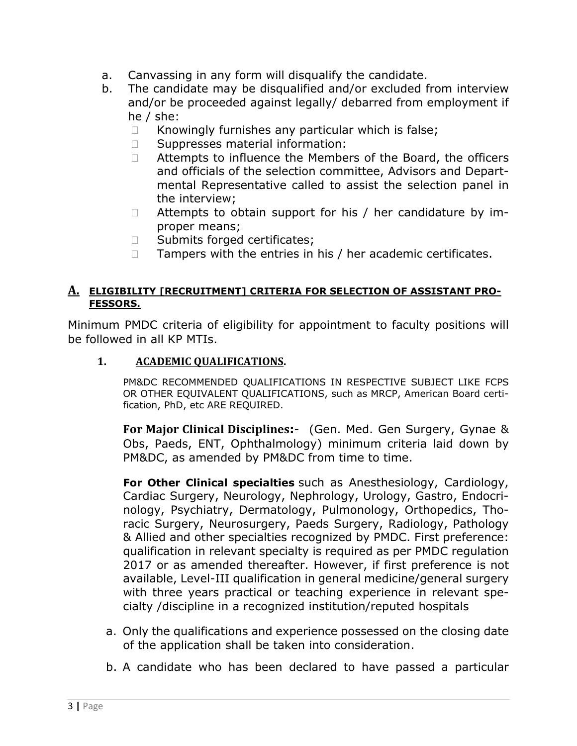a. Canvassing in any form will disqualify the candidate.

b. The candidate may be disqualified and/or excluded from interview and/or be proceeded against legally/ debarred from employment if he / she:
   - Knowingly furnishes any particular which is false;
   - Suppresses material information:
   - Attempts to influence the Members of the Board, the officers and officials of the selection committee, Advisors and Departmental Representative called to assist the selection panel in the interview;
   - Attempts to obtain support for his / her candidature by improper means;
   - Submits forged certificates;
   - Tampers with the entries in his / her academic certificates.

## A. ELIGIBILITY [RECRUITMENT] CRITERIA FOR SELECTION OF ASSISTANT PROFESSORS.

Minimum PMDC criteria of eligibility for appointment to faculty positions will be followed in all KP MTIs.

### 1. ACADEMIC QUALIFICATIONS.

PM&DC RECOMMENDED QUALIFICATIONS IN RESPECTIVE SUBJECT LIKE FCPS OR OTHER EQUIVALENT QUALIFICATIONS, such as MRCP, American Board certification, PhD, etc ARE REQUIRED.

**For Major Clinical Disciplines:-** (Gen. Med. Gen Surgery, Gynae & Obs, Paeds, ENT, Ophthalmology) minimum criteria laid down by PM&DC, as amended by PM&DC from time to time.

**For Other Clinical specialties** such as Anesthesiology, Cardiology, Cardiac Surgery, Neurology, Nephrology, Urology, Gastro, Endocrinology, Psychiatry, Dermatology, Pulmonology, Orthopedics, Thoracic Surgery, Neurosurgery, Paeds Surgery, Radiology, Pathology & Allied and other specialties recognized by PMDC. First preference: qualification in relevant specialty is required as per PMDC regulation 2017 or as amended thereafter. However, if first preference is not available, Level-III qualification in general medicine/general surgery with three years practical or teaching experience in relevant specialty /discipline in a recognized institution/reputed hospitals

a. Only the qualifications and experience possessed on the closing date of the application shall be taken into consideration.

b. A candidate who has been declared to have passed a particular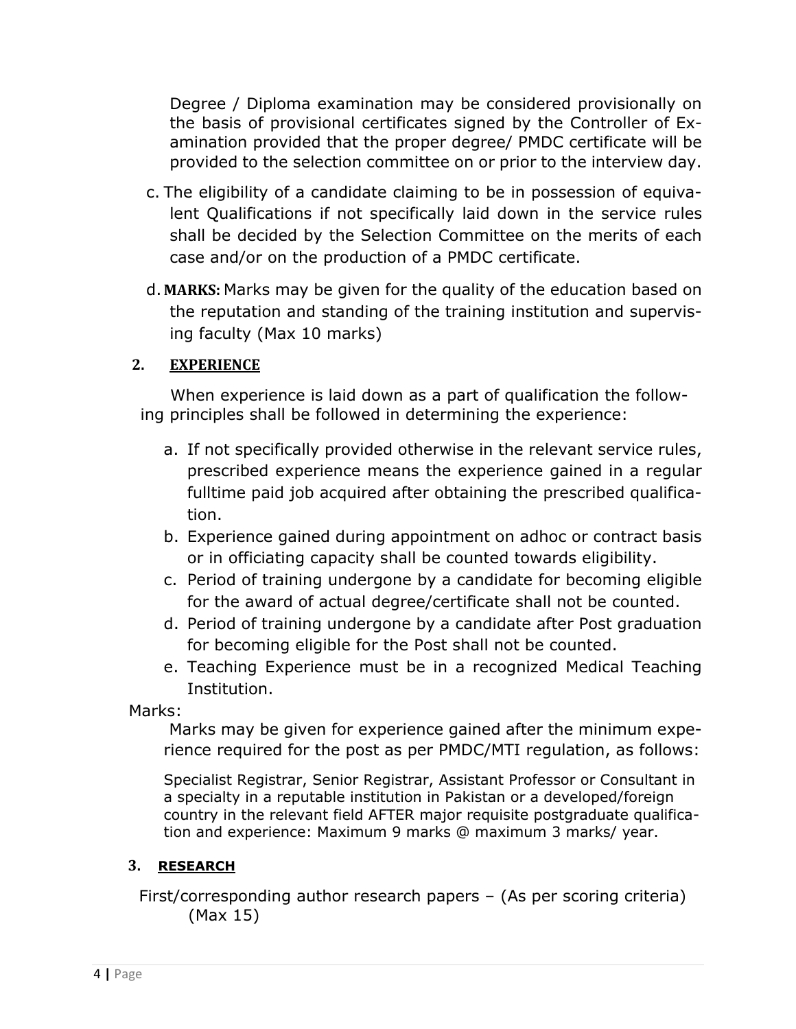Degree / Diploma examination may be considered provisionally on the basis of provisional certificates signed by the Controller of Examination provided that the proper degree/ PMDC certificate will be provided to the selection committee on or prior to the interview day.

c. The eligibility of a candidate claiming to be in possession of equivalent Qualifications if not specifically laid down in the service rules shall be decided by the Selection Committee on the merits of each case and/or on the production of a PMDC certificate.

d. **MARKS:** Marks may be given for the quality of the education based on the reputation and standing of the training institution and supervising faculty (Max 10 marks)

## 2. EXPERIENCE

When experience is laid down as a part of qualification the following principles shall be followed in determining the experience:

a. If not specifically provided otherwise in the relevant service rules, prescribed experience means the experience gained in a regular fulltime paid job acquired after obtaining the prescribed qualification.
b. Experience gained during appointment on adhoc or contract basis or in officiating capacity shall be counted towards eligibility.
c. Period of training undergone by a candidate for becoming eligible for the award of actual degree/certificate shall not be counted.
d. Period of training undergone by a candidate after Post graduation for becoming eligible for the Post shall not be counted.
e. Teaching Experience must be in a recognized Medical Teaching Institution.

Marks:

Marks may be given for experience gained after the minimum experience required for the post as per PMDC/MTI regulation, as follows:

Specialist Registrar, Senior Registrar, Assistant Professor or Consultant in a specialty in a reputable institution in Pakistan or a developed/foreign country in the relevant field AFTER major requisite postgraduate qualification and experience: Maximum 9 marks @ maximum 3 marks/ year.

## 3. RESEARCH

First/corresponding author research papers – (As per scoring criteria) (Max 15)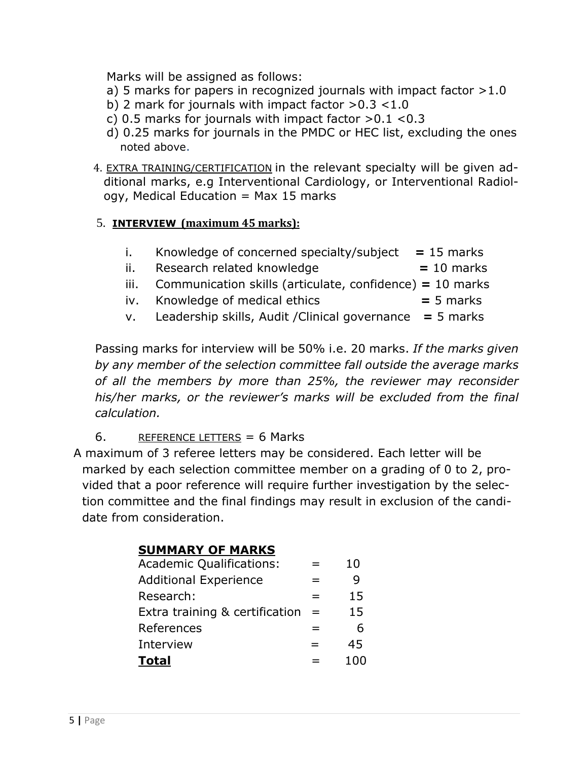Marks will be assigned as follows:

a) 5 marks for papers in recognized journals with impact factor >1.0
b) 2 mark for journals with impact factor >0.3 <1.0
c) 0.5 marks for journals with impact factor >0.1 <0.3
d) 0.25 marks for journals in the PMDC or HEC list, excluding the ones noted above.

4. EXTRA TRAINING/CERTIFICATION in the relevant specialty will be given additional marks, e.g Interventional Cardiology, or Interventional Radiology, Medical Education = Max 15 marks

5. **INTERVIEW (maximum 45 marks):**

   i. Knowledge of concerned specialty/subject **=** 15 marks
   ii. Research related knowledge **=** 10 marks
   iii. Communication skills (articulate, confidence) **=** 10 marks
   iv. Knowledge of medical ethics **=** 5 marks
   v. Leadership skills, Audit /Clinical governance **=** 5 marks

Passing marks for interview will be 50% i.e. 20 marks. *If the marks given by any member of the selection committee fall outside the average marks of all the members by more than 25%, the reviewer may reconsider his/her marks, or the reviewer's marks will be excluded from the final calculation.*

6. REFERENCE LETTERS = 6 Marks

A maximum of 3 referee letters may be considered. Each letter will be marked by each selection committee member on a grading of 0 to 2, provided that a poor reference will require further investigation by the selection committee and the final findings may result in exclusion of the candidate from consideration.

**SUMMARY OF MARKS**

| | | |
|---|---|---|
| Academic Qualifications: | = | 10 |
| Additional Experience | = | 9 |
| Research: | = | 15 |
| Extra training & certification | = | 15 |
| References | = | 6 |
| Interview | = | 45 |
| **Total** | = | 100 |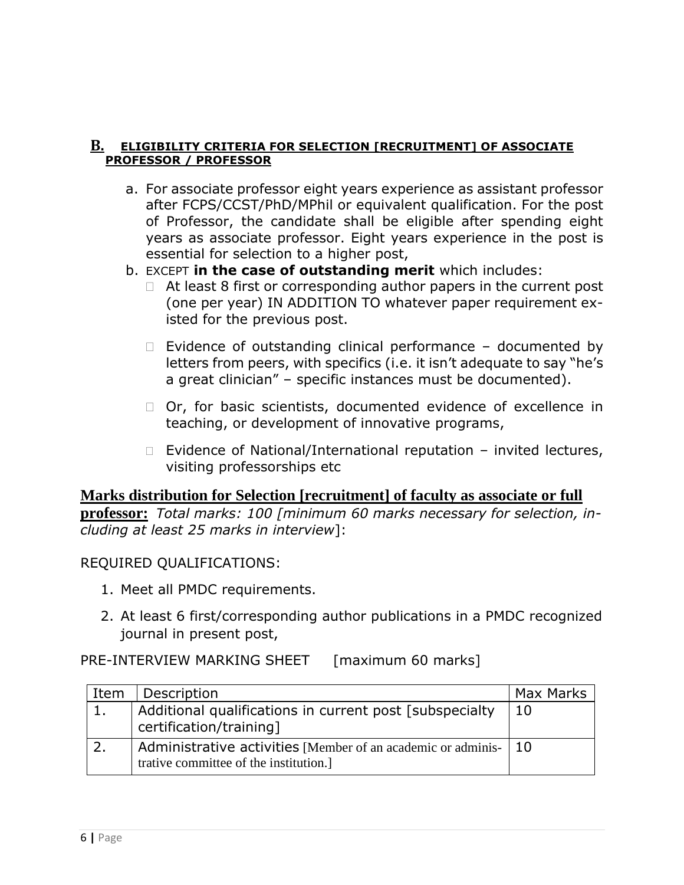## B. ELIGIBILITY CRITERIA FOR SELECTION [RECRUITMENT] OF ASSOCIATE PROFESSOR / PROFESSOR

a. For associate professor eight years experience as assistant professor after FCPS/CCST/PhD/MPhil or equivalent qualification. For the post of Professor, the candidate shall be eligible after spending eight years as associate professor. Eight years experience in the post is essential for selection to a higher post,

b. EXCEPT **in the case of outstanding merit** which includes:
   - At least 8 first or corresponding author papers in the current post (one per year) IN ADDITION TO whatever paper requirement existed for the previous post.
   - Evidence of outstanding clinical performance – documented by letters from peers, with specifics (i.e. it isn't adequate to say "he's a great clinician" – specific instances must be documented).
   - Or, for basic scientists, documented evidence of excellence in teaching, or development of innovative programs,
   - Evidence of National/International reputation – invited lectures, visiting professorships etc

**Marks distribution for Selection [recruitment] of faculty as associate or full professor:** *Total marks: 100 [minimum 60 marks necessary for selection, including at least 25 marks in interview*]:

REQUIRED QUALIFICATIONS:

1. Meet all PMDC requirements.
2. At least 6 first/corresponding author publications in a PMDC recognized journal in present post,

PRE-INTERVIEW MARKING SHEET [maximum 60 marks]

| Item | Description | Max Marks |
|---|---|---|
| 1. | Additional qualifications in current post [subspecialty certification/training] | 10 |
| 2. | Administrative activities [Member of an academic or administrative committee of the institution.] | 10 |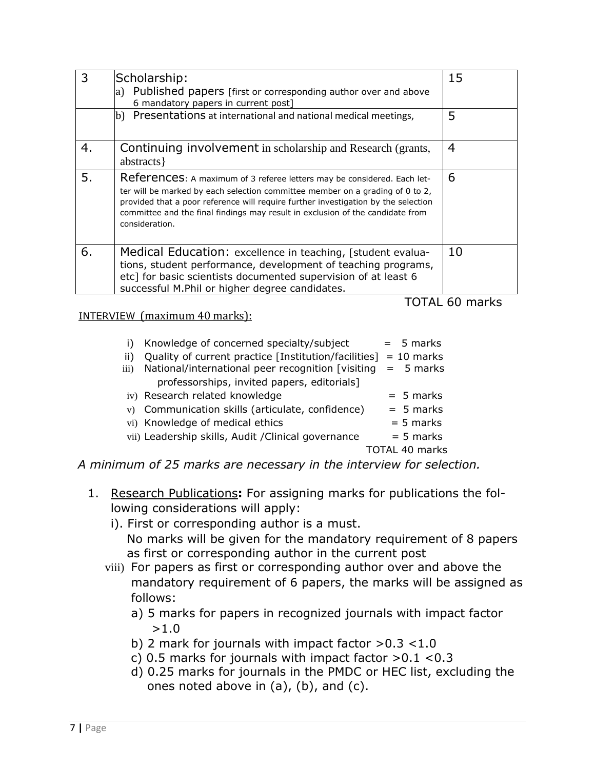| 3 | Scholarship:<br>a) Published papers [first or corresponding author over and above 6 mandatory papers in current post] | 15 |
|---|---|---|
| | b) Presentations at international and national medical meetings, | 5 |
| 4. | Continuing involvement in scholarship and Research (grants, abstracts} | 4 |
| 5. | References: A maximum of 3 referee letters may be considered. Each letter will be marked by each selection committee member on a grading of 0 to 2, provided that a poor reference will require further investigation by the selection committee and the final findings may result in exclusion of the candidate from consideration. | 6 |
| 6. | Medical Education: excellence in teaching, [student evaluations, student performance, development of teaching programs, etc] for basic scientists documented supervision of at least 6 successful M.Phil or higher degree candidates. | 10 |

TOTAL 60 marks

INTERVIEW (maximum 40 marks):

i) Knowledge of concerned specialty/subject = 5 marks
ii) Quality of current practice [Institution/facilities] = 10 marks
iii) National/international peer recognition [visiting professorships, invited papers, editorials] = 5 marks
iv) Research related knowledge = 5 marks
v) Communication skills (articulate, confidence) = 5 marks
vi) Knowledge of medical ethics = 5 marks
vii) Leadership skills, Audit /Clinical governance = 5 marks

TOTAL 40 marks

*A minimum of 25 marks are necessary in the interview for selection.*

1. Research Publications**:** For assigning marks for publications the following considerations will apply:
   i). First or corresponding author is a must.
   No marks will be given for the mandatory requirement of 8 papers as first or corresponding author in the current post
   viii) For papers as first or corresponding author over and above the mandatory requirement of 6 papers, the marks will be assigned as follows:
      a) 5 marks for papers in recognized journals with impact factor >1.0
      b) 2 mark for journals with impact factor >0.3 <1.0
      c) 0.5 marks for journals with impact factor >0.1 <0.3
      d) 0.25 marks for journals in the PMDC or HEC list, excluding the ones noted above in (a), (b), and (c).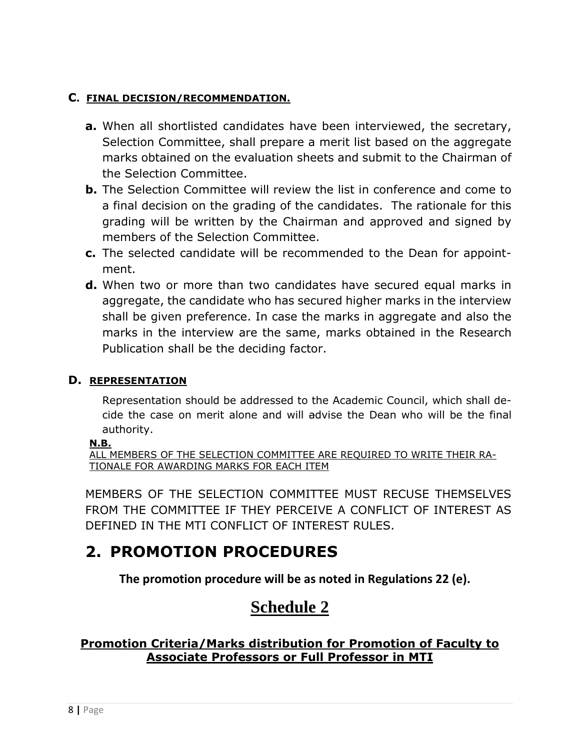**C. FINAL DECISION/RECOMMENDATION.**

- **a.** When all shortlisted candidates have been interviewed, the secretary, Selection Committee, shall prepare a merit list based on the aggregate marks obtained on the evaluation sheets and submit to the Chairman of the Selection Committee.
- **b.** The Selection Committee will review the list in conference and come to a final decision on the grading of the candidates. The rationale for this grading will be written by the Chairman and approved and signed by members of the Selection Committee.
- **c.** The selected candidate will be recommended to the Dean for appointment.
- **d.** When two or more than two candidates have secured equal marks in aggregate, the candidate who has secured higher marks in the interview shall be given preference. In case the marks in aggregate and also the marks in the interview are the same, marks obtained in the Research Publication shall be the deciding factor.

**D. REPRESENTATION**

Representation should be addressed to the Academic Council, which shall decide the case on merit alone and will advise the Dean who will be the final authority.

**N.B.**

ALL MEMBERS OF THE SELECTION COMMITTEE ARE REQUIRED TO WRITE THEIR RATIONALE FOR AWARDING MARKS FOR EACH ITEM

MEMBERS OF THE SELECTION COMMITTEE MUST RECUSE THEMSELVES FROM THE COMMITTEE IF THEY PERCEIVE A CONFLICT OF INTEREST AS DEFINED IN THE MTI CONFLICT OF INTEREST RULES.

## 2. PROMOTION PROCEDURES

**The promotion procedure will be as noted in Regulations 22 (e).**

# Schedule 2

**Promotion Criteria/Marks distribution for Promotion of Faculty to Associate Professors or Full Professor in MTI**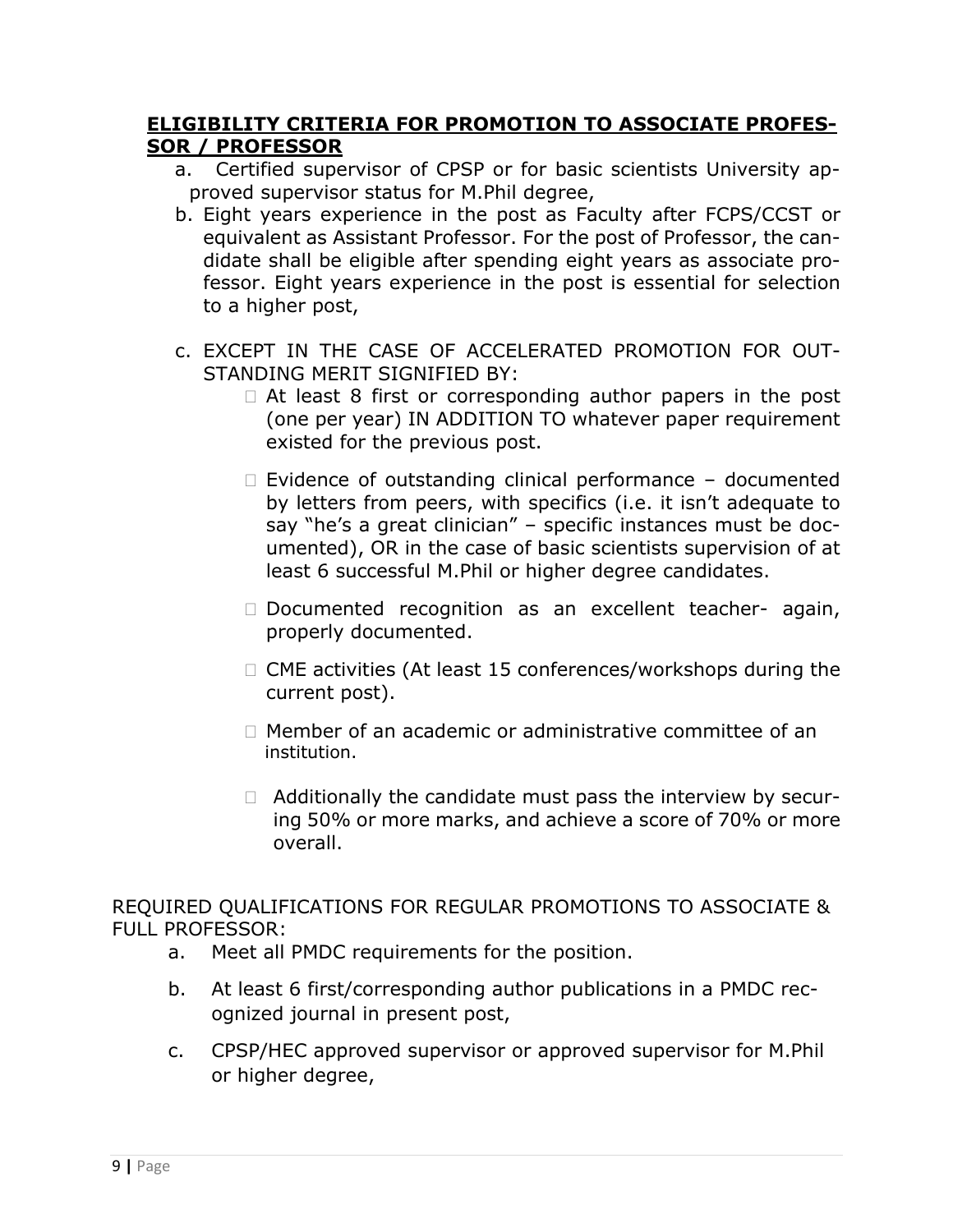## **ELIGIBILITY CRITERIA FOR PROMOTION TO ASSOCIATE PROFESSOR / PROFESSOR**

a. Certified supervisor of CPSP or for basic scientists University approved supervisor status for M.Phil degree,

b. Eight years experience in the post as Faculty after FCPS/CCST or equivalent as Assistant Professor. For the post of Professor, the candidate shall be eligible after spending eight years as associate professor. Eight years experience in the post is essential for selection to a higher post,

c. EXCEPT IN THE CASE OF ACCELERATED PROMOTION FOR OUTSTANDING MERIT SIGNIFIED BY:

- At least 8 first or corresponding author papers in the post (one per year) IN ADDITION TO whatever paper requirement existed for the previous post.
- Evidence of outstanding clinical performance – documented by letters from peers, with specifics (i.e. it isn't adequate to say "he's a great clinician" – specific instances must be documented), OR in the case of basic scientists supervision of at least 6 successful M.Phil or higher degree candidates.
- Documented recognition as an excellent teacher- again, properly documented.
- CME activities (At least 15 conferences/workshops during the current post).
- Member of an academic or administrative committee of an institution.
- Additionally the candidate must pass the interview by securing 50% or more marks, and achieve a score of 70% or more overall.

REQUIRED QUALIFICATIONS FOR REGULAR PROMOTIONS TO ASSOCIATE & FULL PROFESSOR:

a. Meet all PMDC requirements for the position.

b. At least 6 first/corresponding author publications in a PMDC recognized journal in present post,

c. CPSP/HEC approved supervisor or approved supervisor for M.Phil or higher degree,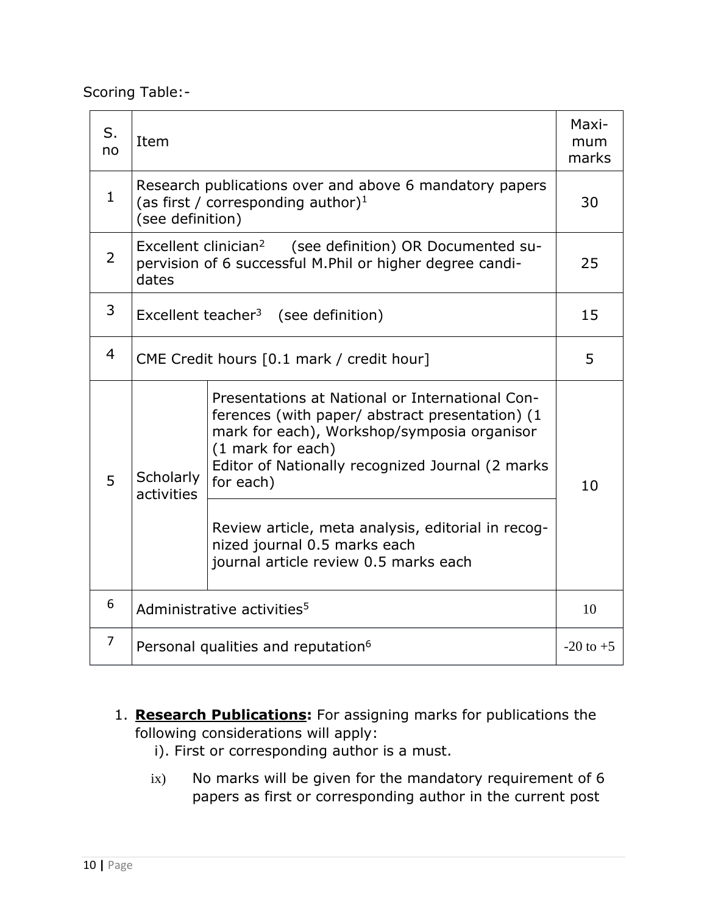Scoring Table:-

| S. no | Item | | Maxi-mum marks |
|---|---|---|---|
| 1 | Research publications over and above 6 mandatory papers (as first / corresponding author)[1] (see definition) | | 30 |
| 2 | Excellent clinician[2] (see definition) OR Documented supervision of 6 successful M.Phil or higher degree candidates | | 25 |
| 3 | Excellent teacher[3] (see definition) | | 15 |
| 4 | CME Credit hours [0.1 mark / credit hour] | | 5 |
| 5 | Scholarly activities | Presentations at National or International Conferences (with paper/ abstract presentation) (1 mark for each), Workshop/symposia organisor (1 mark for each)<br>Editor of Nationally recognized Journal (2 marks for each) | 10 |
| | | Review article, meta analysis, editorial in recognized journal 0.5 marks each<br>journal article review 0.5 marks each | |
| 6 | Administrative activities[5] | | 10 |
| 7 | Personal qualities and reputation[6] | | -20 to +5 |

1. **Research Publications:** For assigning marks for publications the following considerations will apply:
   i). First or corresponding author is a must.

   ix) No marks will be given for the mandatory requirement of 6 papers as first or corresponding author in the current post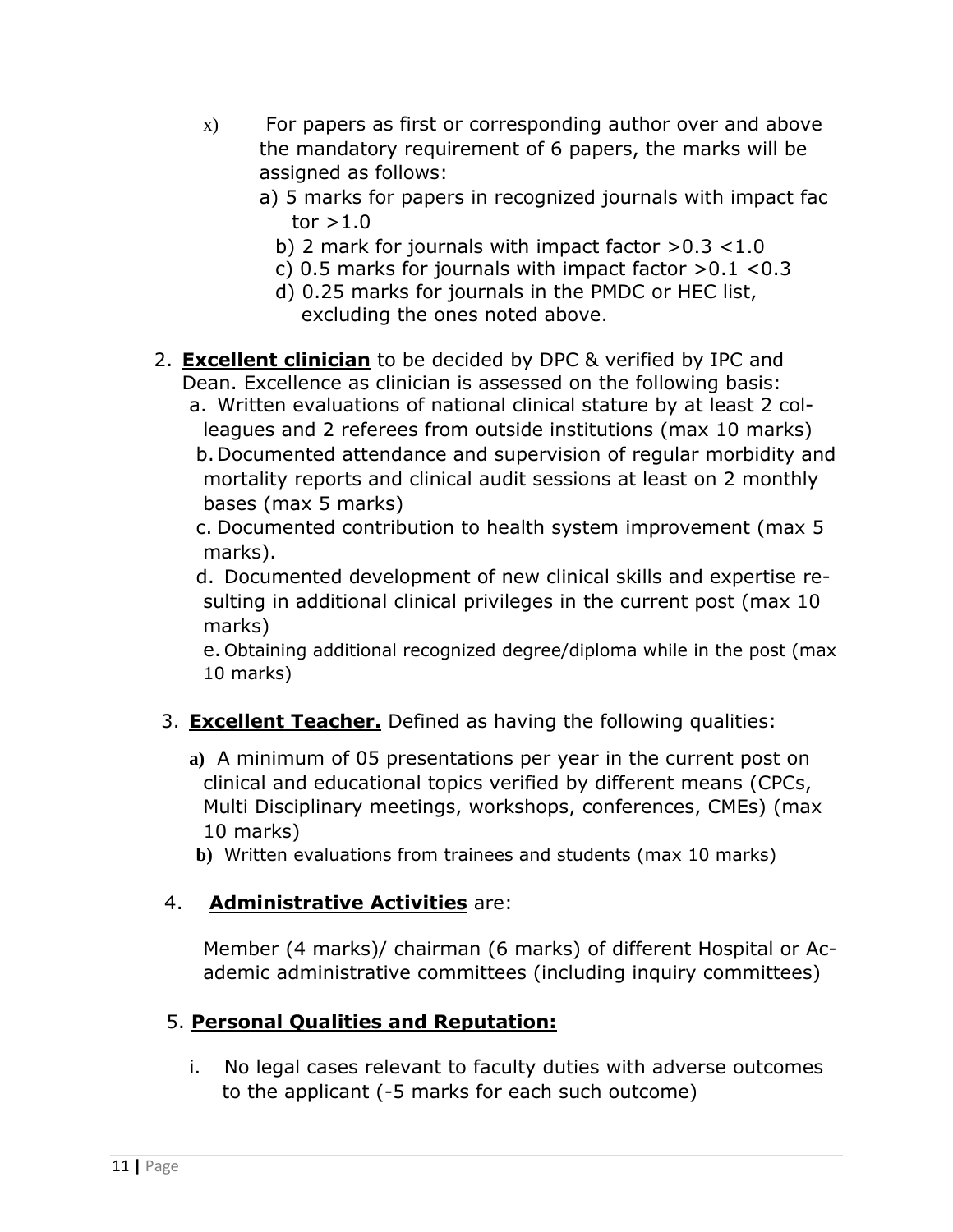x) For papers as first or corresponding author over and above the mandatory requirement of 6 papers, the marks will be assigned as follows:

   a) 5 marks for papers in recognized journals with impact factor >1.0
   b) 2 mark for journals with impact factor >0.3 <1.0
   c) 0.5 marks for journals with impact factor >0.1 <0.3
   d) 0.25 marks for journals in the PMDC or HEC list, excluding the ones noted above.

2. **<u>Excellent clinician</u>** to be decided by DPC & verified by IPC and Dean. Excellence as clinician is assessed on the following basis:
   a. Written evaluations of national clinical stature by at least 2 colleagues and 2 referees from outside institutions (max 10 marks)
   b. Documented attendance and supervision of regular morbidity and mortality reports and clinical audit sessions at least on 2 monthly bases (max 5 marks)
   c. Documented contribution to health system improvement (max 5 marks).
   d. Documented development of new clinical skills and expertise resulting in additional clinical privileges in the current post (max 10 marks)
   e. Obtaining additional recognized degree/diploma while in the post (max 10 marks)

3. **<u>Excellent Teacher.</u>** Defined as having the following qualities:
   a) A minimum of 05 presentations per year in the current post on clinical and educational topics verified by different means (CPCs, Multi Disciplinary meetings, workshops, conferences, CMEs) (max 10 marks)
   b) Written evaluations from trainees and students (max 10 marks)

4. **<u>Administrative Activities</u>** are:

   Member (4 marks)/ chairman (6 marks) of different Hospital or Academic administrative committees (including inquiry committees)

5. **<u>Personal Qualities and Reputation:</u>**

   i. No legal cases relevant to faculty duties with adverse outcomes to the applicant (-5 marks for each such outcome)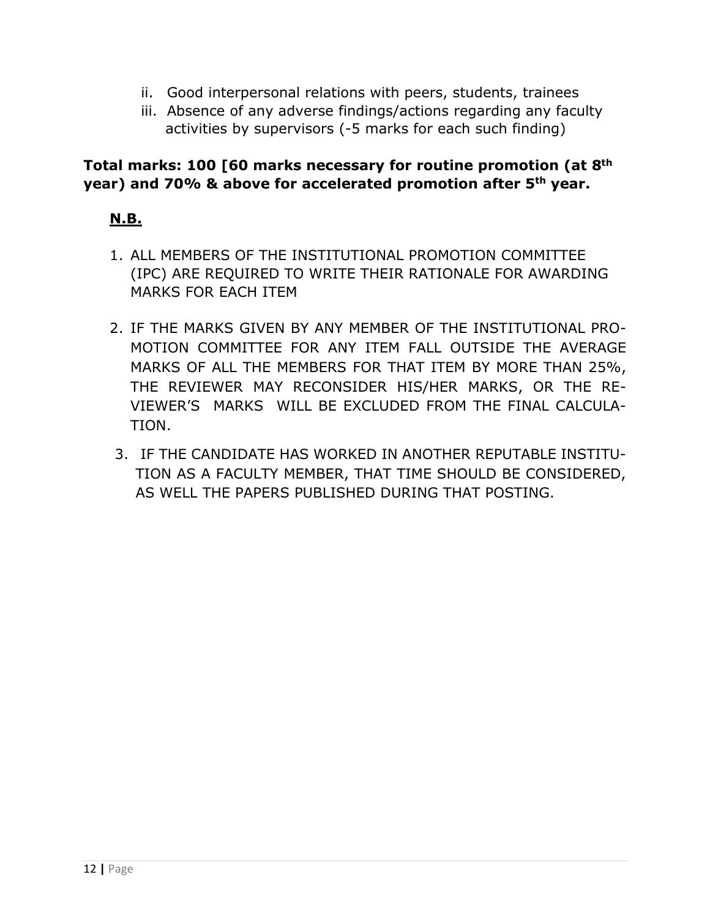ii. Good interpersonal relations with peers, students, trainees
iii. Absence of any adverse findings/actions regarding any faculty activities by supervisors (-5 marks for each such finding)

**Total marks: 100 [60 marks necessary for routine promotion (at 8$^{th}$ year) and 70% & above for accelerated promotion after 5$^{th}$ year.**

**N.B.**

1. ALL MEMBERS OF THE INSTITUTIONAL PROMOTION COMMITTEE (IPC) ARE REQUIRED TO WRITE THEIR RATIONALE FOR AWARDING MARKS FOR EACH ITEM

2. IF THE MARKS GIVEN BY ANY MEMBER OF THE INSTITUTIONAL PROMOTION COMMITTEE FOR ANY ITEM FALL OUTSIDE THE AVERAGE MARKS OF ALL THE MEMBERS FOR THAT ITEM BY MORE THAN 25%, THE REVIEWER MAY RECONSIDER HIS/HER MARKS, OR THE REVIEWER'S MARKS WILL BE EXCLUDED FROM THE FINAL CALCULATION.

3. IF THE CANDIDATE HAS WORKED IN ANOTHER REPUTABLE INSTITUTION AS A FACULTY MEMBER, THAT TIME SHOULD BE CONSIDERED, AS WELL THE PAPERS PUBLISHED DURING THAT POSTING.